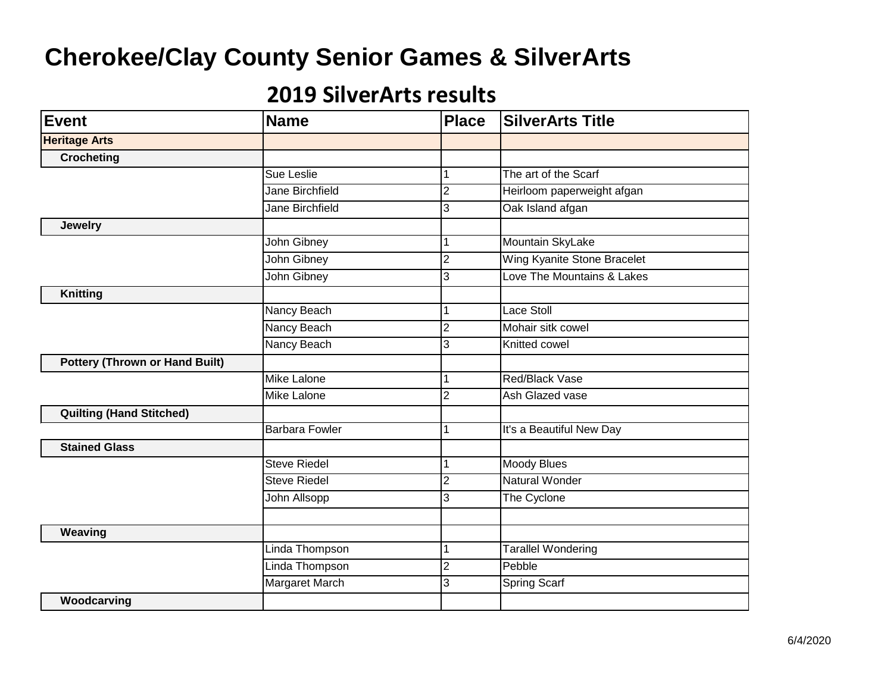# Cherokee/Clay County Senior Games & SilverArts

## 2019 SilverArts results

| Event | Name | Place | SilverArts Title |
|---|---|---|---|
| **Heritage Arts** | | | |
| **Crocheting** | | | |
| | Sue Leslie | 1 | The art of the Scarf |
| | Jane Birchfield | 2 | Heirloom paperweight afgan |
| | Jane Birchfield | 3 | Oak Island afgan |
| **Jewelry** | | | |
| | John Gibney | 1 | Mountain SkyLake |
| | John Gibney | 2 | Wing Kyanite Stone Bracelet |
| | John Gibney | 3 | Love The Mountains & Lakes |
| **Knitting** | | | |
| | Nancy Beach | 1 | Lace Stoll |
| | Nancy Beach | 2 | Mohair sitk cowel |
| | Nancy Beach | 3 | Knitted cowel |
| **Pottery (Thrown or Hand Built)** | | | |
| | Mike Lalone | 1 | Red/Black Vase |
| | Mike Lalone | 2 | Ash Glazed vase |
| **Quilting (Hand Stitched)** | | | |
| | Barbara Fowler | 1 | It's a Beautiful New Day |
| **Stained Glass** | | | |
| | Steve Riedel | 1 | Moody Blues |
| | Steve Riedel | 2 | Natural Wonder |
| | John Allsopp | 3 | The Cyclone |
| | | | |
| **Weaving** | | | |
| | Linda Thompson | 1 | Tarallel Wondering |
| | Linda Thompson | 2 | Pebble |
| | Margaret March | 3 | Spring Scarf |
| **Woodcarving** | | | |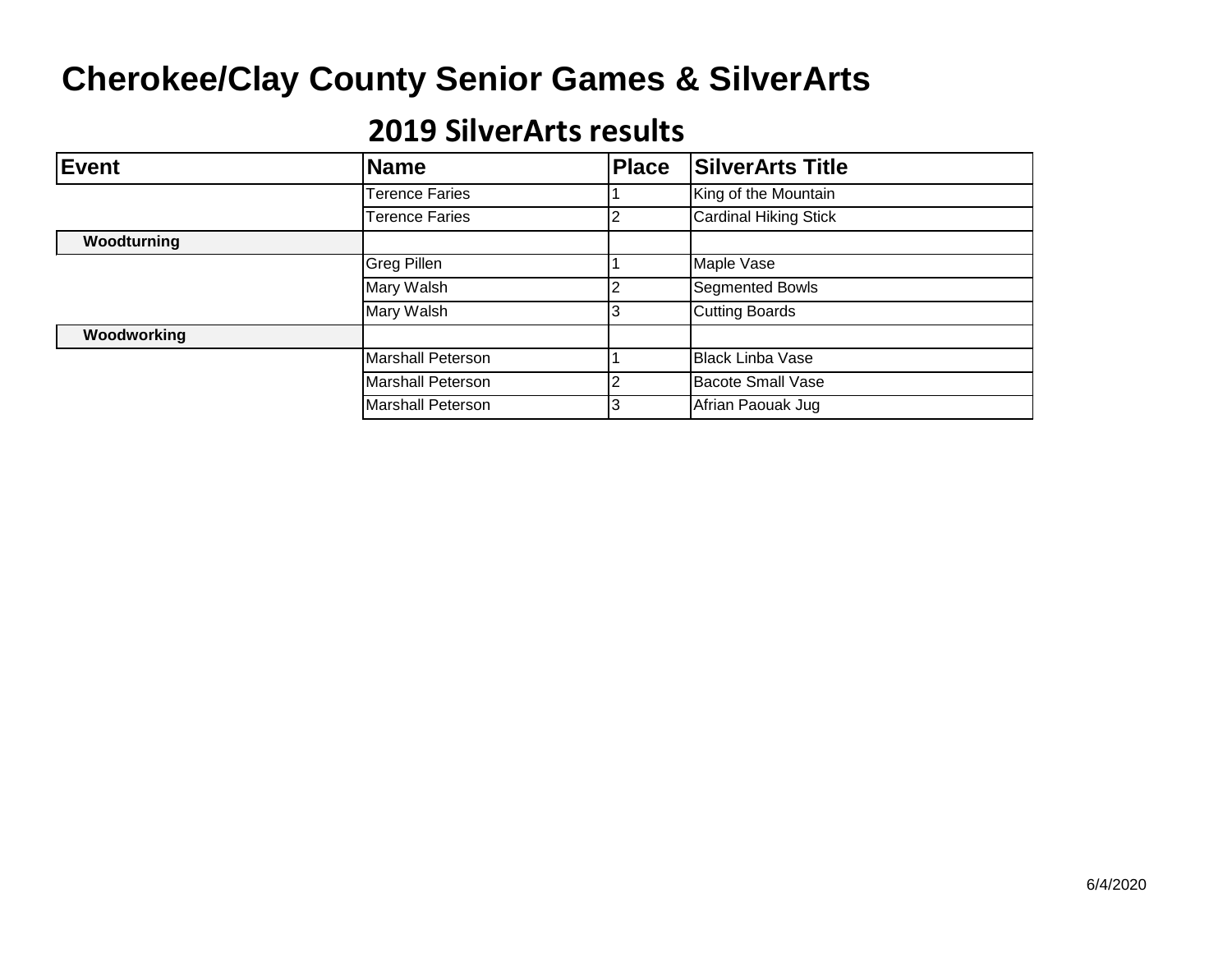# Cherokee/Clay County Senior Games & SilverArts

## 2019 SilverArts results

| Event | Name | Place | SilverArts Title |
|---|---|---|---|
| | Terence Faries | 1 | King of the Mountain |
| | Terence Faries | 2 | Cardinal Hiking Stick |
| **Woodturning** | | | |
| | Greg Pillen | 1 | Maple Vase |
| | Mary Walsh | 2 | Segmented Bowls |
| | Mary Walsh | 3 | Cutting Boards |
| **Woodworking** | | | |
| | Marshall Peterson | 1 | Black Linba Vase |
| | Marshall Peterson | 2 | Bacote Small Vase |
| | Marshall Peterson | 3 | Afrian Paouak Jug |

6/4/2020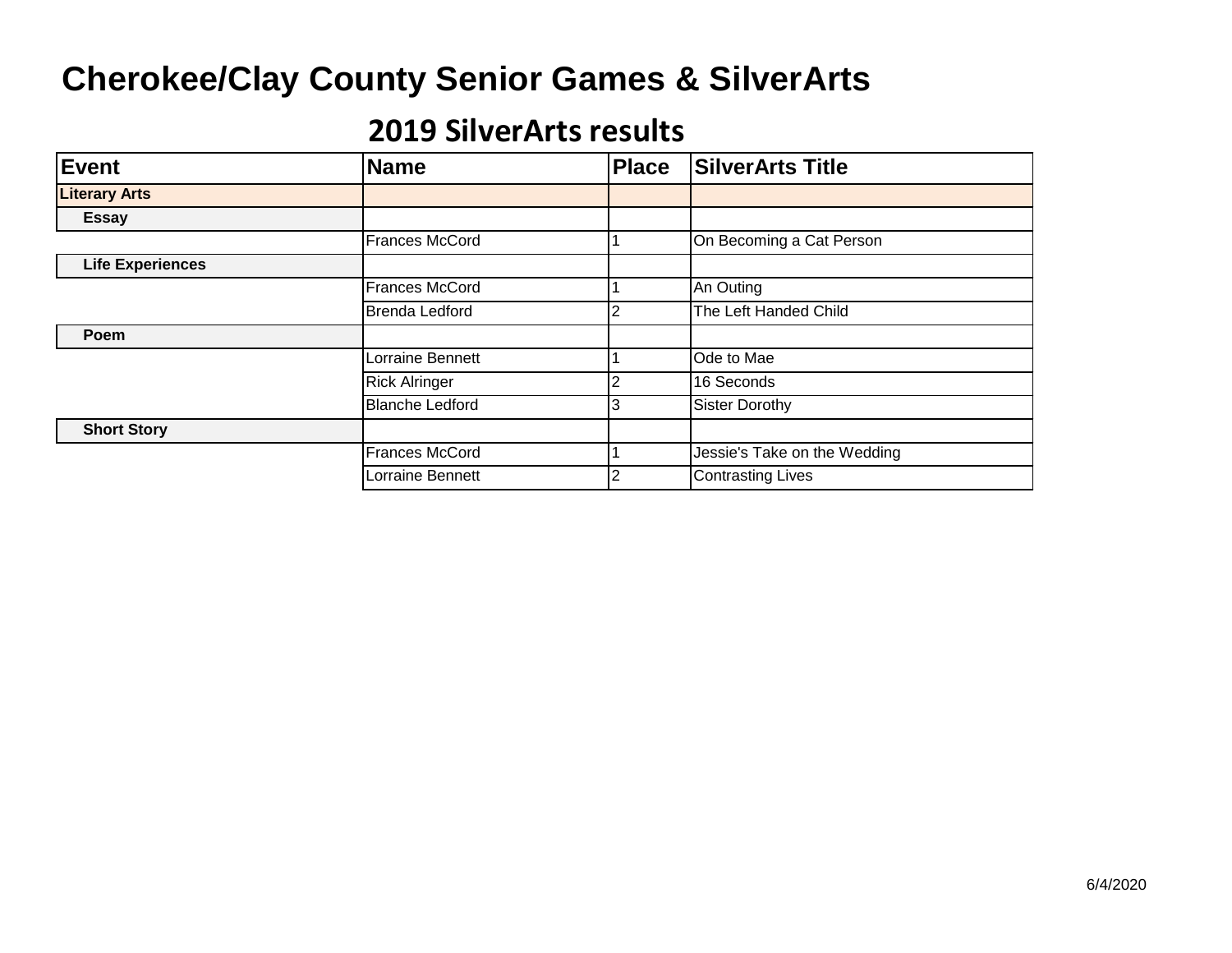# Cherokee/Clay County Senior Games & SilverArts

## 2019 SilverArts results

| Event | Name | Place | SilverArts Title |
|---|---|---|---|
| **Literary Arts** | | | |
| **Essay** | | | |
| | Frances McCord | 1 | On Becoming a Cat Person |
| **Life Experiences** | | | |
| | Frances McCord | 1 | An Outing |
| | Brenda Ledford | 2 | The Left Handed Child |
| **Poem** | | | |
| | Lorraine Bennett | 1 | Ode to Mae |
| | Rick Alringer | 2 | 16 Seconds |
| | Blanche Ledford | 3 | Sister Dorothy |
| **Short Story** | | | |
| | Frances McCord | 1 | Jessie's Take on the Wedding |
| | Lorraine Bennett | 2 | Contrasting Lives |

6/4/2020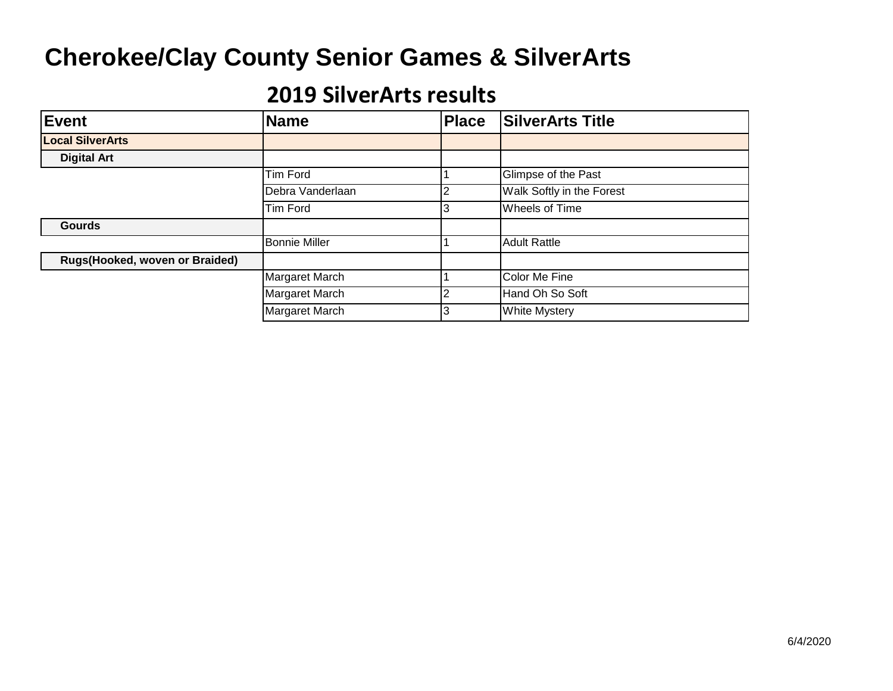# Cherokee/Clay County Senior Games & SilverArts

## 2019 SilverArts results

| Event | Name | Place | SilverArts Title |
|---|---|---|---|
| **Local SilverArts** | | | |
| **Digital Art** | | | |
| | Tim Ford | 1 | Glimpse of the Past |
| | Debra Vanderlaan | 2 | Walk Softly in the Forest |
| | Tim Ford | 3 | Wheels of Time |
| **Gourds** | | | |
| | Bonnie Miller | 1 | Adult Rattle |
| **Rugs(Hooked, woven or Braided)** | | | |
| | Margaret March | 1 | Color Me Fine |
| | Margaret March | 2 | Hand Oh So Soft |
| | Margaret March | 3 | White Mystery |

6/4/2020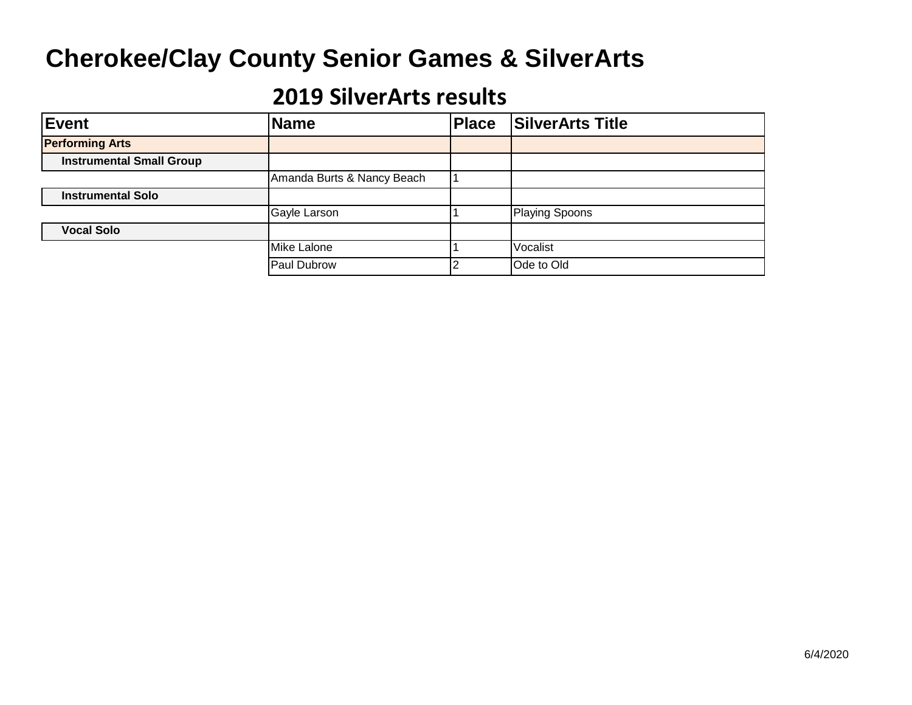# Cherokee/Clay County Senior Games & SilverArts

## 2019 SilverArts results

| Event | Name | Place | SilverArts Title |
|---|---|---|---|
| **Performing Arts** | | | |
| **Instrumental Small Group** | | | |
| | Amanda Burts & Nancy Beach | 1 | |
| **Instrumental Solo** | | | |
| | Gayle Larson | 1 | Playing Spoons |
| **Vocal Solo** | | | |
| | Mike Lalone | 1 | Vocalist |
| | Paul Dubrow | 2 | Ode to Old |

6/4/2020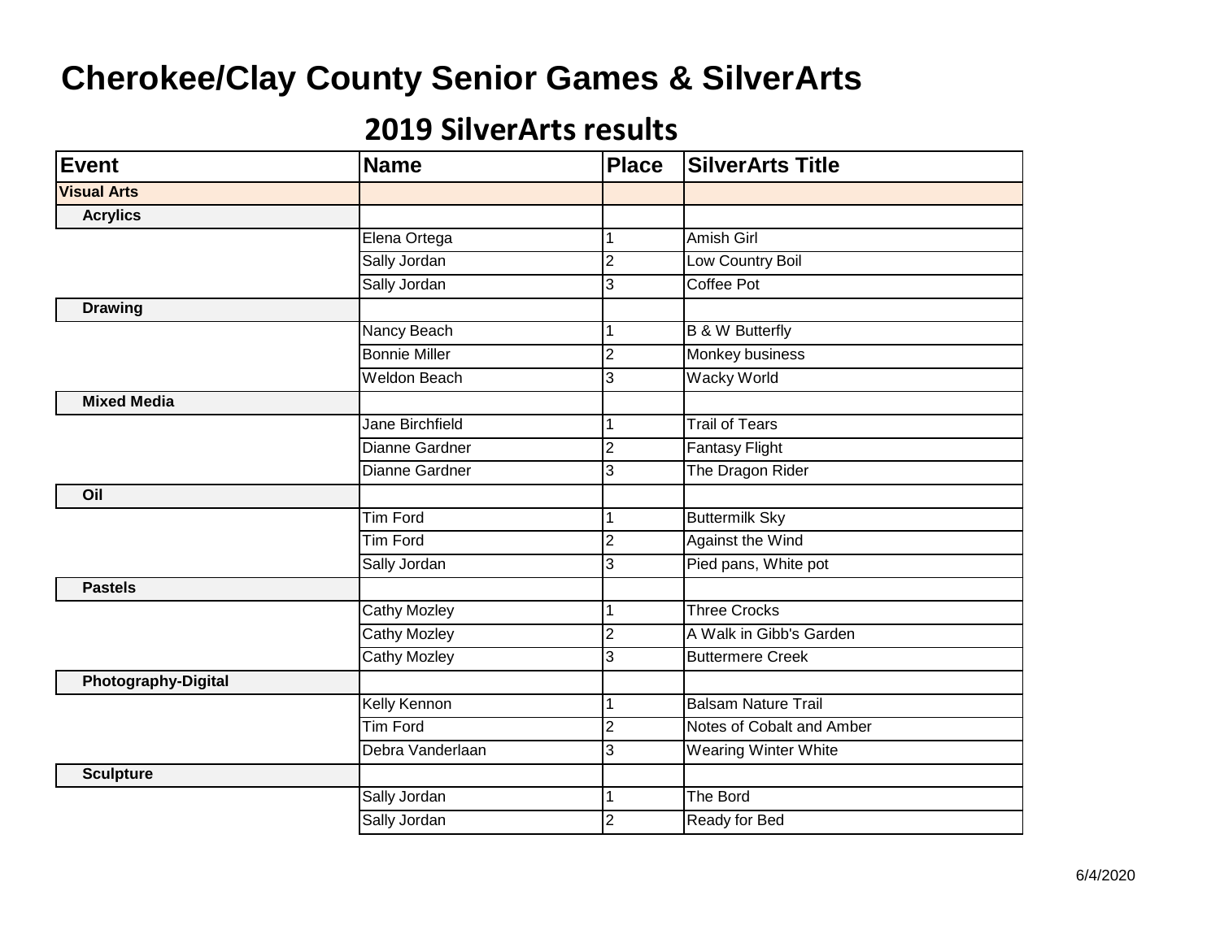# Cherokee/Clay County Senior Games & SilverArts

## 2019 SilverArts results

| Event | Name | Place | SilverArts Title |
|---|---|---|---|
| **Visual Arts** | | | |
| **Acrylics** | | | |
| | Elena Ortega | 1 | Amish Girl |
| | Sally Jordan | 2 | Low Country Boil |
| | Sally Jordan | 3 | Coffee Pot |
| **Drawing** | | | |
| | Nancy Beach | 1 | B & W Butterfly |
| | Bonnie Miller | 2 | Monkey business |
| | Weldon Beach | 3 | Wacky World |
| **Mixed Media** | | | |
| | Jane Birchfield | 1 | Trail of Tears |
| | Dianne Gardner | 2 | Fantasy Flight |
| | Dianne Gardner | 3 | The Dragon Rider |
| **Oil** | | | |
| | Tim Ford | 1 | Buttermilk Sky |
| | Tim Ford | 2 | Against the Wind |
| | Sally Jordan | 3 | Pied pans, White pot |
| **Pastels** | | | |
| | Cathy Mozley | 1 | Three Crocks |
| | Cathy Mozley | 2 | A Walk in Gibb's Garden |
| | Cathy Mozley | 3 | Buttermere Creek |
| **Photography-Digital** | | | |
| | Kelly Kennon | 1 | Balsam Nature Trail |
| | Tim Ford | 2 | Notes of Cobalt and Amber |
| | Debra Vanderlaan | 3 | Wearing Winter White |
| **Sculpture** | | | |
| | Sally Jordan | 1 | The Bord |
| | Sally Jordan | 2 | Ready for Bed |

6/4/2020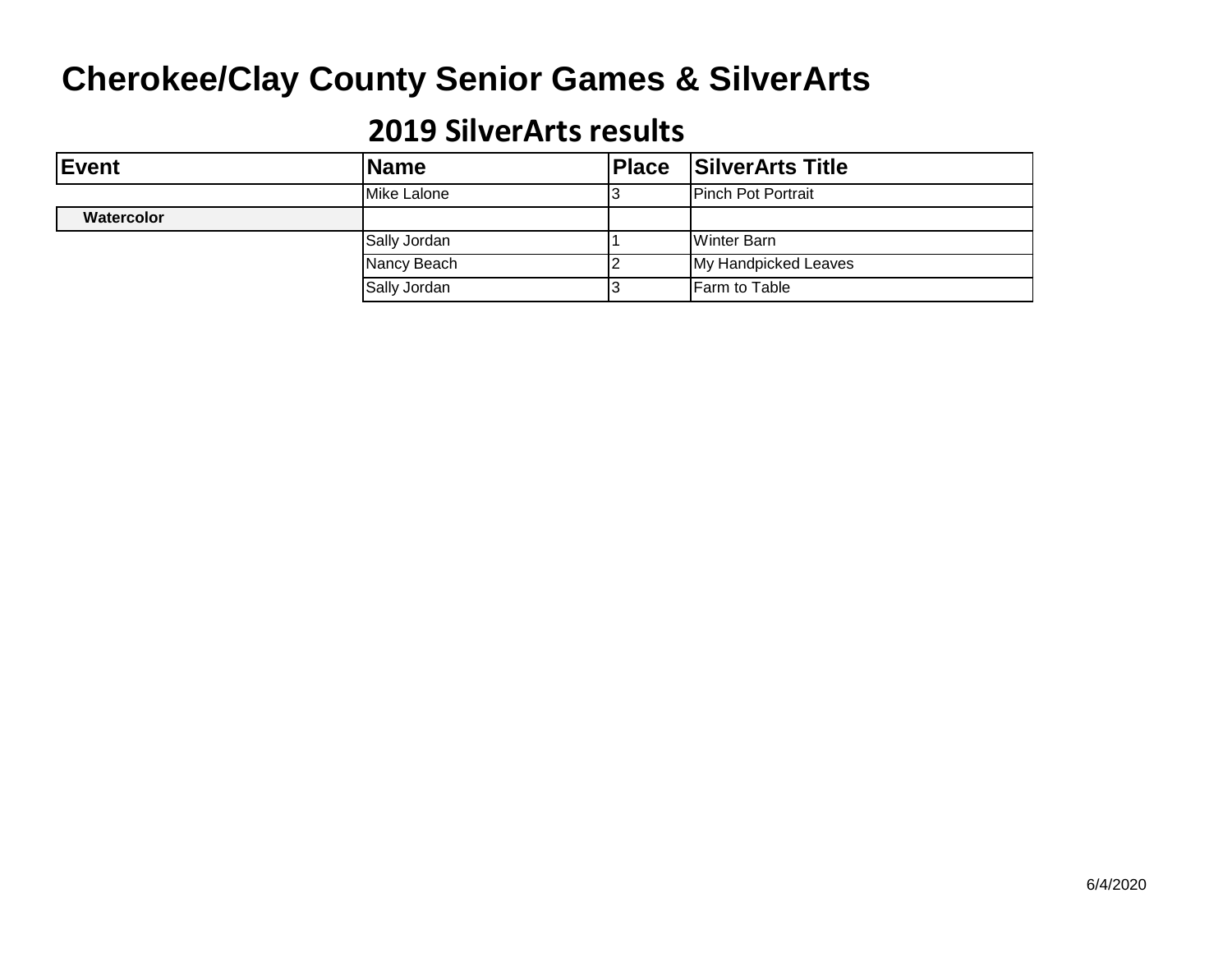# Cherokee/Clay County Senior Games & SilverArts

## 2019 SilverArts results

| Event | Name | Place | SilverArts Title |
|---|---|---|---|
| | Mike Lalone | 3 | Pinch Pot Portrait |
| **Watercolor** | | | |
| | Sally Jordan | 1 | Winter Barn |
| | Nancy Beach | 2 | My Handpicked Leaves |
| | Sally Jordan | 3 | Farm to Table |

6/4/2020